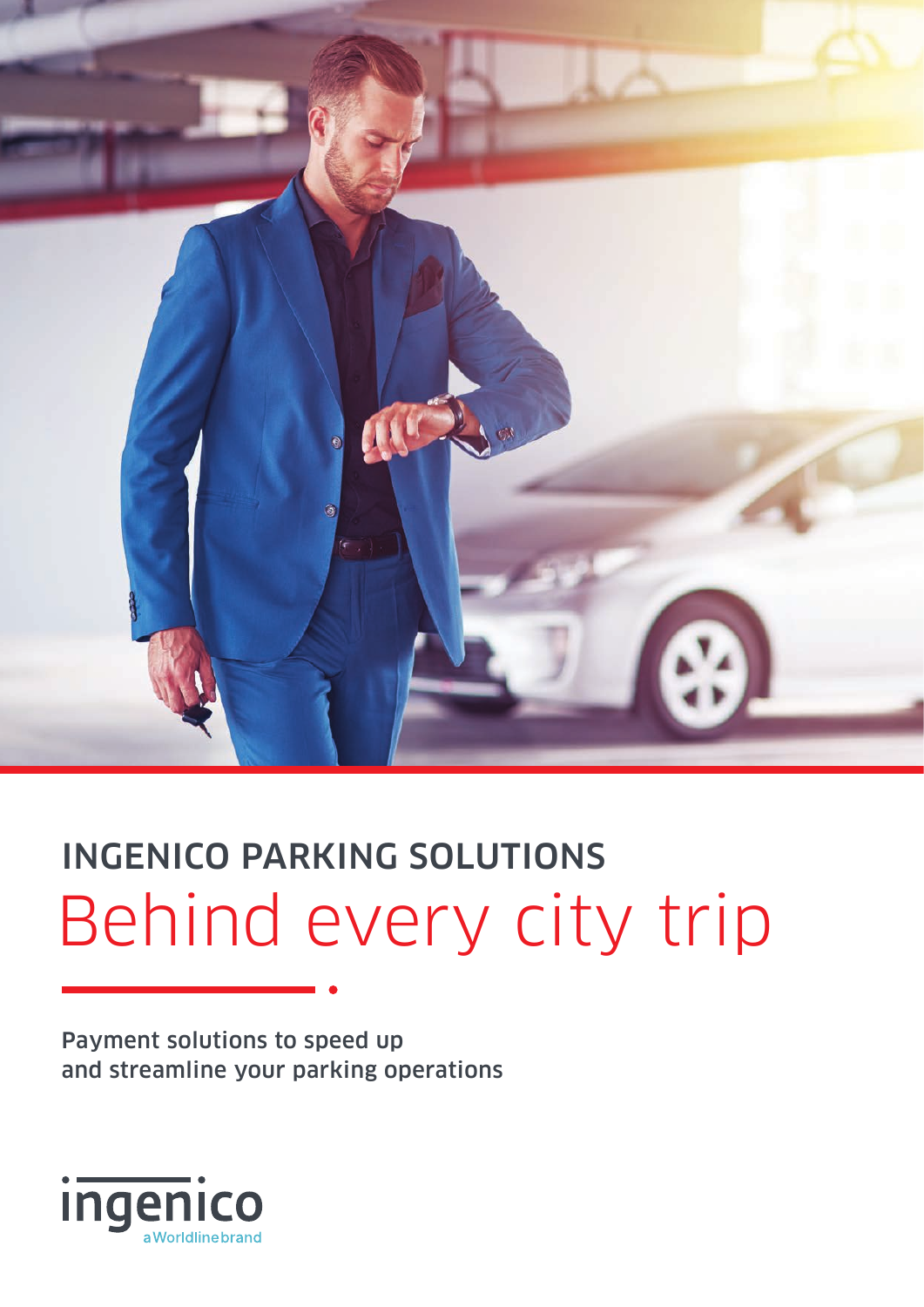# INGENICO PARKING SOLUTIONS

## Behind every city trip

**Payment solutions to speed up and streamline your parking operations**

ingenico
a Worldline brand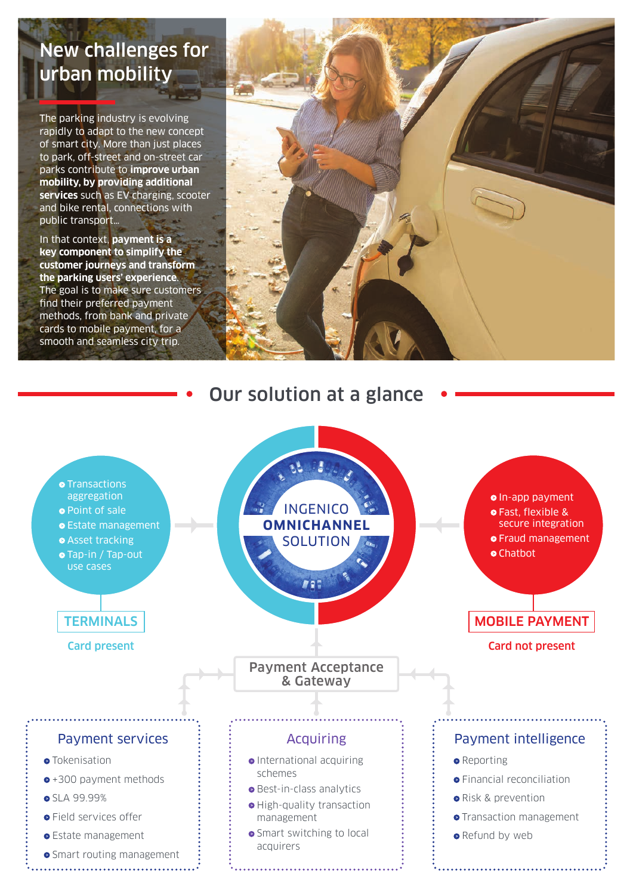# New challenges for urban mobility

The parking industry is evolving rapidly to adapt to the new concept of smart city. More than just places to park, off-street and on-street car parks contribute to **improve urban mobility, by providing additional services** such as EV charging, scooter and bike rental, connections with public transport...

In that context, **payment is a key component to simplify the customer journeys and transform the parking users' experience**. The goal is to make sure customers find their preferred payment methods, from bank and private cards to mobile payment, for a smooth and seamless city trip.

## Our solution at a glance

**INGENICO OMNICHANNEL SOLUTION**

### TERMINALS

Card present

- Transactions aggregation
- Point of sale
- Estate management
- Asset tracking
- Tap-in / Tap-out use cases

### MOBILE PAYMENT

Card not present

- In-app payment
- Fast, flexible & secure integration
- Fraud management
- Chatbot

### Payment Acceptance & Gateway

### Payment services

- Tokenisation
- +300 payment methods
- SLA 99.99%
- Field services offer
- Estate management
- Smart routing management

### Acquiring

- International acquiring schemes
- Best-in-class analytics
- High-quality transaction management
- Smart switching to local acquirers

### Payment intelligence

- Reporting
- Financial reconciliation
- Risk & prevention
- Transaction management
- Refund by web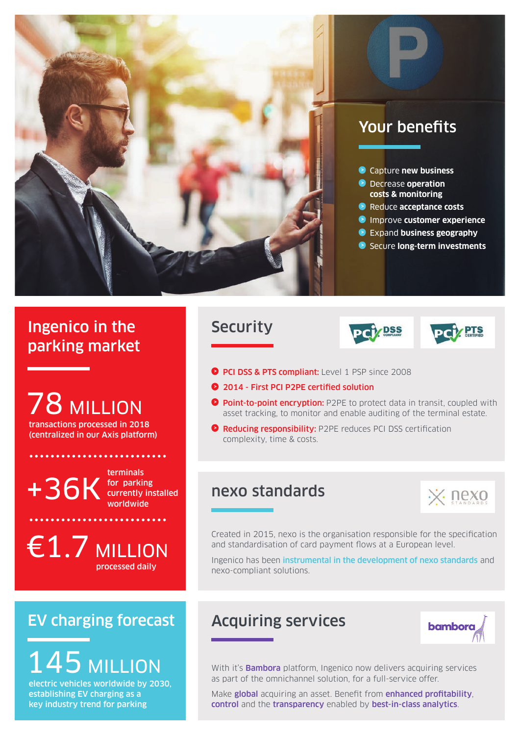## Your benefits

- Capture **new business**
- Decrease **operation costs & monitoring**
- Reduce **acceptance costs**
- Improve **customer experience**
- Expand **business geography**
- Secure **long-term investments**

## Ingenico in the parking market

**78 MILLION**
transactions processed in 2018 (centralized in our Axis platform)

**+36K** terminals for parking currently installed worldwide

**€1.7 MILLION**
processed daily

## Security

- **PCI DSS & PTS compliant:** Level 1 PSP since 2008
- **2014 - First PCI P2PE certified solution**
- **Point-to-point encryption:** P2PE to protect data in transit, coupled with asset tracking, to monitor and enable auditing of the terminal estate.
- **Reducing responsibility:** P2PE reduces PCI DSS certification complexity, time & costs.

## nexo standards

Created in 2015, nexo is the organisation responsible for the specification and standardisation of card payment flows at a European level.

Ingenico has been **instrumental in the development of nexo standards** and nexo-compliant solutions.

## EV charging forecast

**145 MILLION**
electric vehicles worldwide by 2030, establishing EV charging as a key industry trend for parking

## Acquiring services

With it's **Bambora** platform, Ingenico now delivers acquiring services as part of the omnichannel solution, for a full-service offer.

Make **global** acquiring an asset. Benefit from **enhanced profitability**, **control** and the **transparency** enabled by **best-in-class analytics**.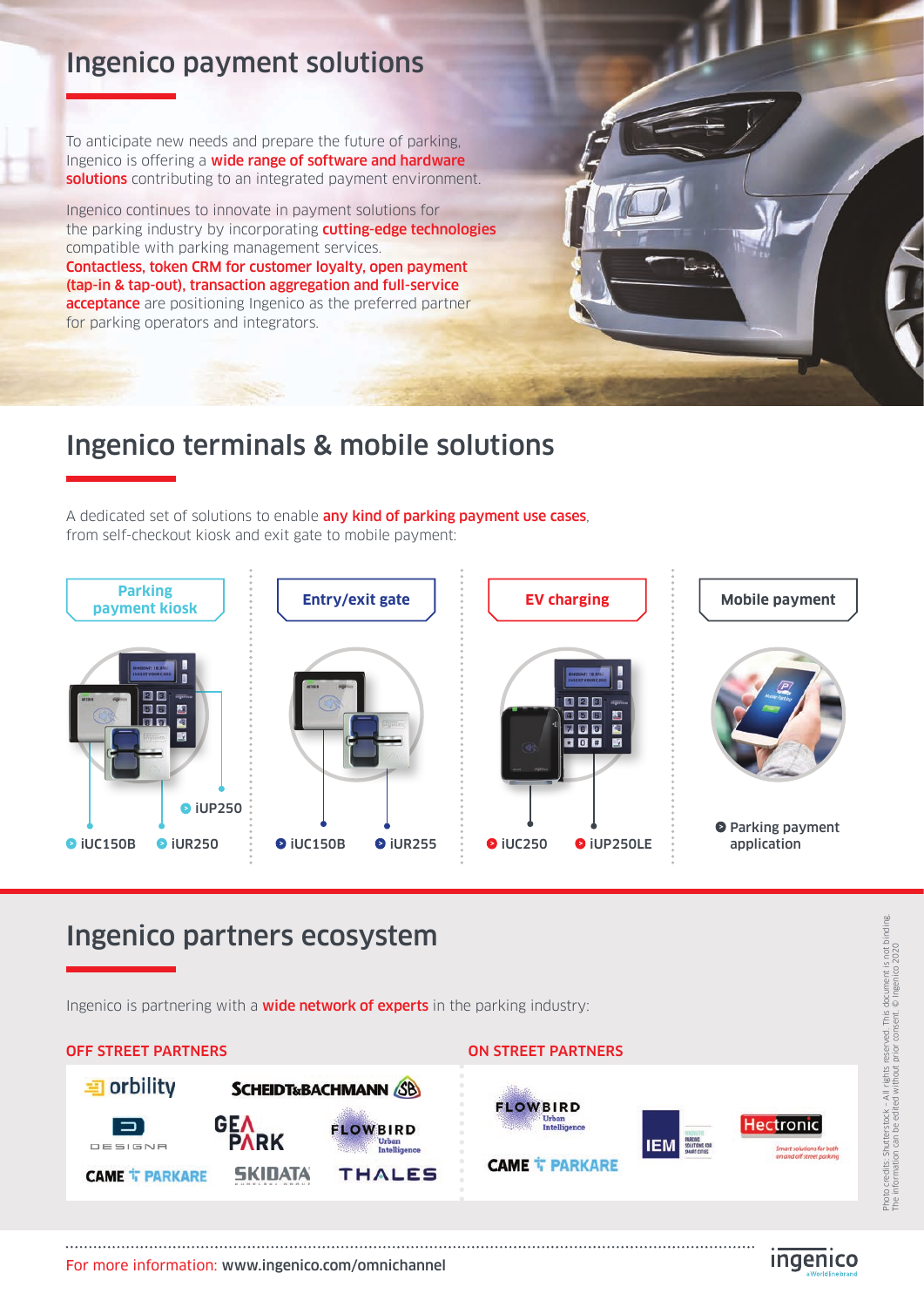# Ingenico payment solutions

To anticipate new needs and prepare the future of parking, Ingenico is offering a **wide range of software and hardware solutions** contributing to an integrated payment environment.

Ingenico continues to innovate in payment solutions for the parking industry by incorporating **cutting-edge technologies** compatible with parking management services. **Contactless, token CRM for customer loyalty, open payment (tap-in & tap-out), transaction aggregation and full-service acceptance** are positioning Ingenico as the preferred partner for parking operators and integrators.

# Ingenico terminals & mobile solutions

A dedicated set of solutions to enable **any kind of parking payment use cases**, from self-checkout kiosk and exit gate to mobile payment:

**Parking payment kiosk**
- iUP250
- iUC150B
- iUR250

**Entry/exit gate**
- iUC150B
- iUR255

**EV charging**
- iUC250
- iUP250LE

**Mobile payment**
- Parking payment application

# Ingenico partners ecosystem

Ingenico is partnering with a **wide network of experts** in the parking industry:

**OFF STREET PARTNERS**

orbility, SCHEIDT&BACHMANN, DESIGNA, GEA PARK, FLOWBIRD Urban Intelligence, CAME PARKARE, SKIDATA, THALES

**ON STREET PARTNERS**

FLOWBIRD Urban Intelligence, CAME PARKARE, IEM, Hectronic

Photo credits: Shutterstock - All rights reserved. This document is not binding. The information can be edited without prior consent. © Ingenico 2020

For more information: www.ingenico.com/omnichannel